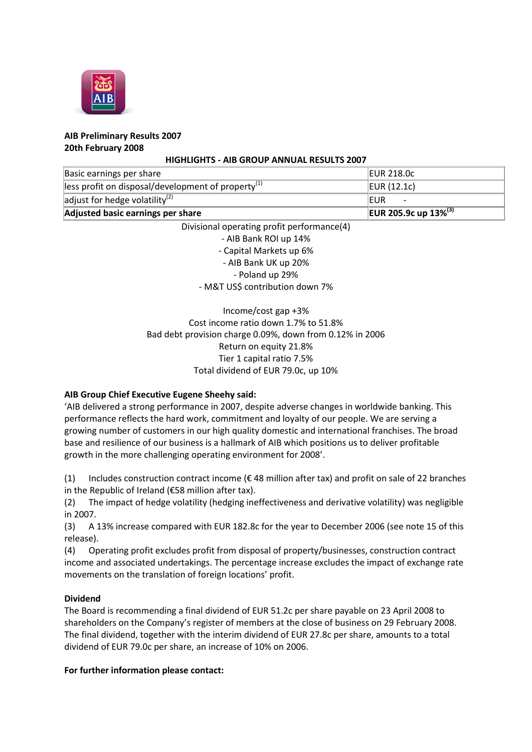**AIB Preliminary Results 2007**
**20th February 2008**

**HIGHLIGHTS - AIB GROUP ANNUAL RESULTS 2007**

| Basic earnings per share | EUR 218.0c |
|---|---|
| less profit on disposal/development of property[1] | EUR (12.1c) |
| adjust for hedge volatility[2] | EUR - |
| **Adjusted basic earnings per share** | **EUR 205.9c up 13%[3]** |

Divisional operating profit performance(4)
- AIB Bank ROI up 14%
- Capital Markets up 6%
- AIB Bank UK up 20%
- Poland up 29%
- M&T US$ contribution down 7%

Income/cost gap +3%
Cost income ratio down 1.7% to 51.8%
Bad debt provision charge 0.09%, down from 0.12% in 2006
Return on equity 21.8%
Tier 1 capital ratio 7.5%
Total dividend of EUR 79.0c, up 10%

**AIB Group Chief Executive Eugene Sheehy said:**
'AIB delivered a strong performance in 2007, despite adverse changes in worldwide banking. This performance reflects the hard work, commitment and loyalty of our people. We are serving a growing number of customers in our high quality domestic and international franchises. The broad base and resilience of our business is a hallmark of AIB which positions us to deliver profitable growth in the more challenging operating environment for 2008'.

(1) Includes construction contract income (€ 48 million after tax) and profit on sale of 22 branches in the Republic of Ireland (€58 million after tax).
(2) The impact of hedge volatility (hedging ineffectiveness and derivative volatility) was negligible in 2007.
(3) A 13% increase compared with EUR 182.8c for the year to December 2006 (see note 15 of this release).
(4) Operating profit excludes profit from disposal of property/businesses, construction contract income and associated undertakings. The percentage increase excludes the impact of exchange rate movements on the translation of foreign locations' profit.

**Dividend**
The Board is recommending a final dividend of EUR 51.2c per share payable on 23 April 2008 to shareholders on the Company's register of members at the close of business on 29 February 2008. The final dividend, together with the interim dividend of EUR 27.8c per share, amounts to a total dividend of EUR 79.0c per share, an increase of 10% on 2006.

**For further information please contact:**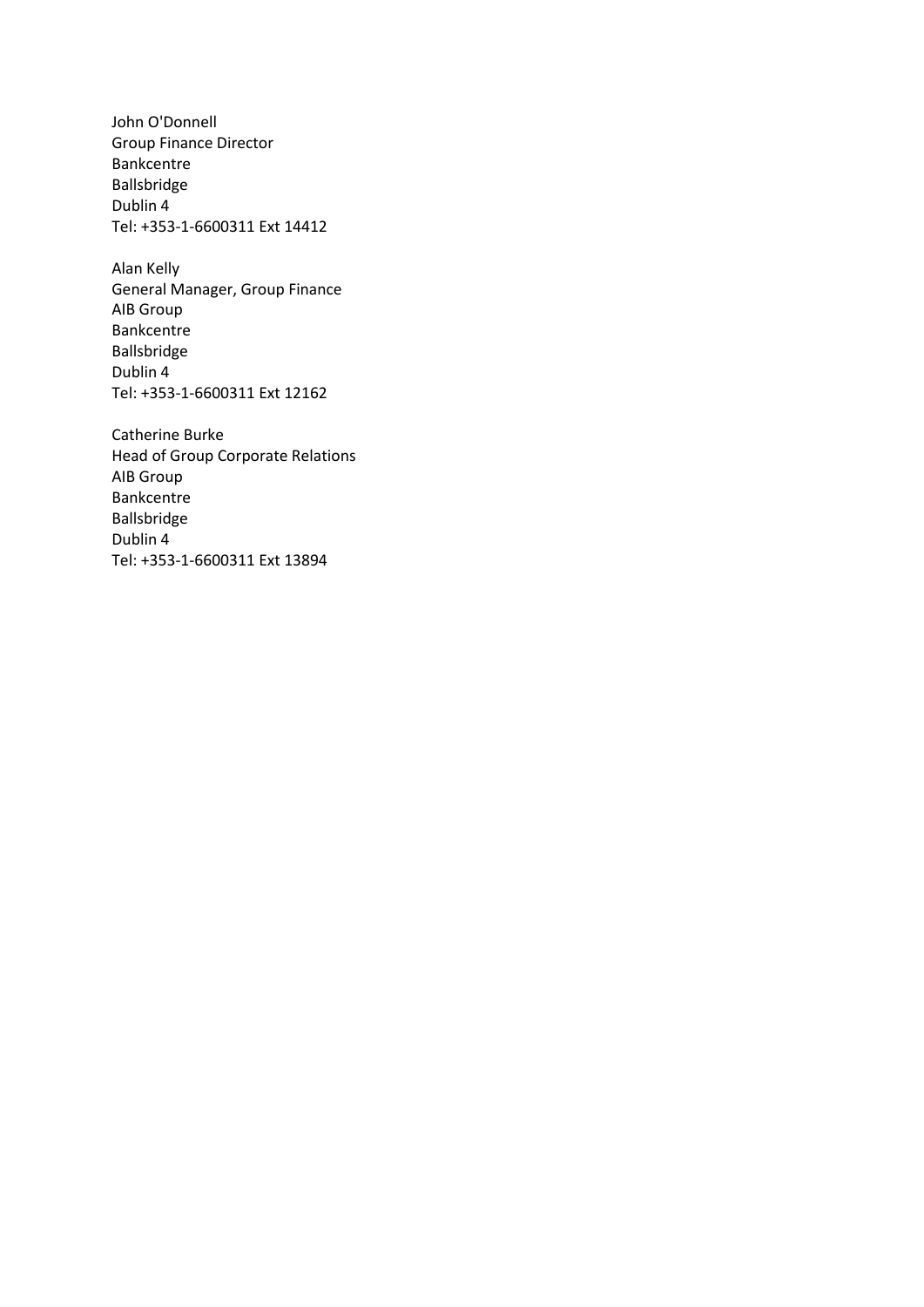John O'Donnell
Group Finance Director
Bankcentre
Ballsbridge
Dublin 4
Tel: +353-1-6600311 Ext 14412

Alan Kelly
General Manager, Group Finance
AIB Group
Bankcentre
Ballsbridge
Dublin 4
Tel: +353-1-6600311 Ext 12162

Catherine Burke
Head of Group Corporate Relations
AIB Group
Bankcentre
Ballsbridge
Dublin 4
Tel: +353-1-6600311 Ext 13894